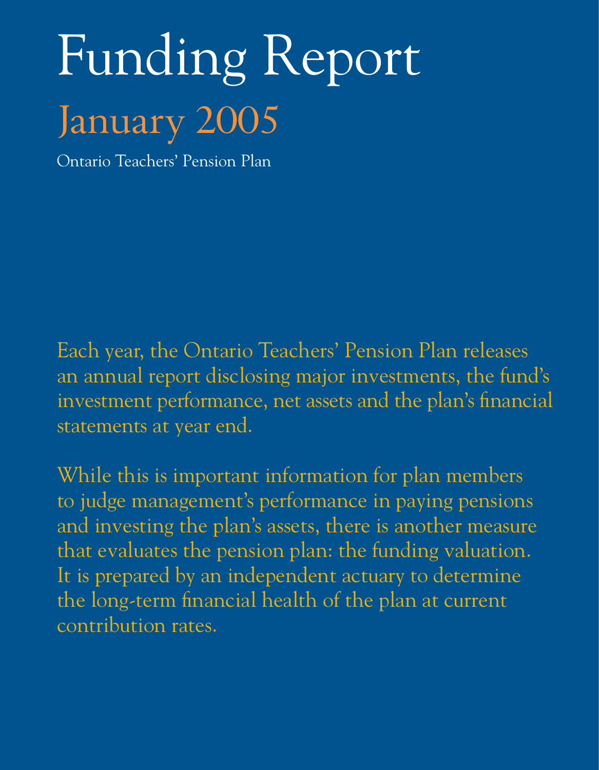# Funding Report

## January 2005

Ontario Teachers' Pension Plan

Each year, the Ontario Teachers' Pension Plan releases an annual report disclosing major investments, the fund's investment performance, net assets and the plan's financial statements at year end.

While this is important information for plan members to judge management's performance in paying pensions and investing the plan's assets, there is another measure that evaluates the pension plan: the funding valuation. It is prepared by an independent actuary to determine the long-term financial health of the plan at current contribution rates.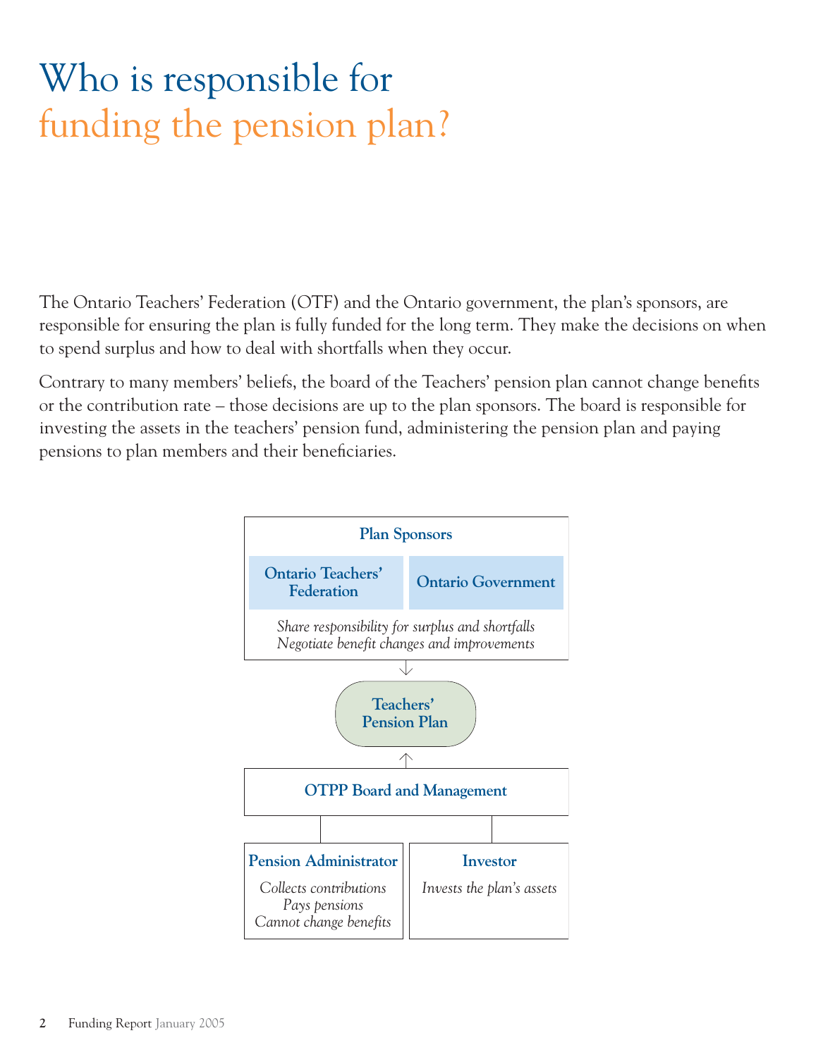# Who is responsible for funding the pension plan?

The Ontario Teachers' Federation (OTF) and the Ontario government, the plan's sponsors, are responsible for ensuring the plan is fully funded for the long term. They make the decisions on when to spend surplus and how to deal with shortfalls when they occur.

Contrary to many members' beliefs, the board of the Teachers' pension plan cannot change benefits or the contribution rate – those decisions are up to the plan sponsors. The board is responsible for investing the assets in the teachers' pension fund, administering the pension plan and paying pensions to plan members and their beneficiaries.

**Plan Sponsors**

**Ontario Teachers' Federation** | **Ontario Government**

*Share responsibility for surplus and shortfalls*
*Negotiate benefit changes and improvements*

↓

**Teachers' Pension Plan**

↑

**OTPP Board and Management**

**Pension Administrator**

*Collects contributions*
*Pays pensions*
*Cannot change benefits*

**Investor**

*Invests the plan's assets*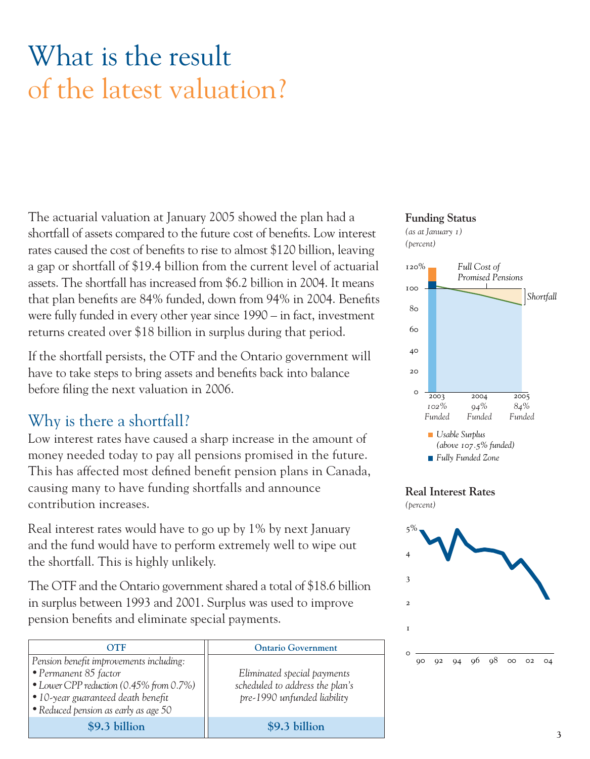# What is the result of the latest valuation?

The actuarial valuation at January 2005 showed the plan had a shortfall of assets compared to the future cost of benefits. Low interest rates caused the cost of benefits to rise to almost $120 billion, leaving a gap or shortfall of $19.4 billion from the current level of actuarial assets. The shortfall has increased from $6.2 billion in 2004. It means that plan benefits are 84% funded, down from 94% in 2004. Benefits were fully funded in every other year since 1990 – in fact, investment returns created over $18 billion in surplus during that period.

If the shortfall persists, the OTF and the Ontario government will have to take steps to bring assets and benefits back into balance before filing the next valuation in 2006.

## Why is there a shortfall?

Low interest rates have caused a sharp increase in the amount of money needed today to pay all pensions promised in the future. This has affected most defined benefit pension plans in Canada, causing many to have funding shortfalls and announce contribution increases.

Real interest rates would have to go up by 1% by next January and the fund would have to perform extremely well to wipe out the shortfall. This is highly unlikely.

The OTF and the Ontario government shared a total of $18.6 billion in surplus between 1993 and 2001. Surplus was used to improve pension benefits and eliminate special payments.

| OTF | Ontario Government |
|---|---|
| *Pension benefit improvements including:*<br>• *Permanent 85 factor*<br>• *Lower CPP reduction (0.45% from 0.7%)*<br>• *10-year guaranteed death benefit*<br>• *Reduced pension as early as age 50* | *Eliminated special payments scheduled to address the plan's pre-1990 unfunded liability* |
| **$9.3 billion** | **$9.3 billion** |

**Funding Status**

*(as at January 1)*
*(percent)*

| | 2003 | 2004 | 2005 |
|---|---|---|---|
| Funded | 102% | 94% | 84% |

*Full Cost of Promised Pensions*

*Shortfall*

- *Usable Surplus (above 107.5% funded)*
- *Fully Funded Zone*

**Real Interest Rates**

*(percent)*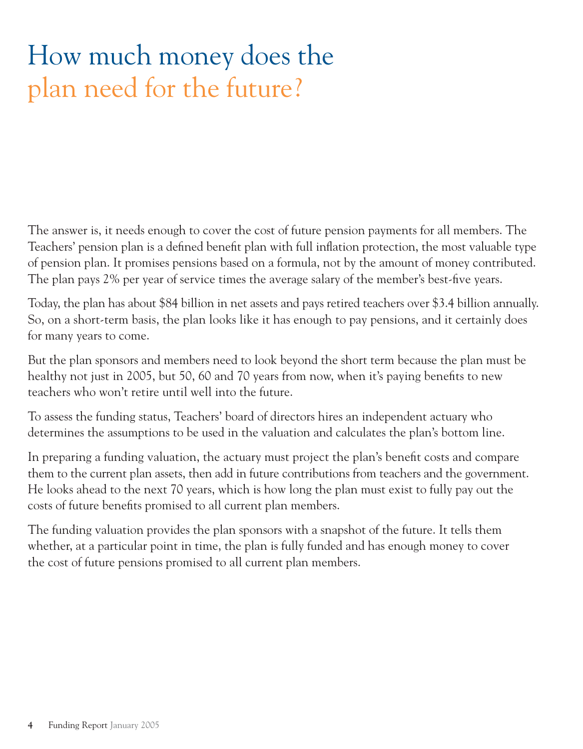# How much money does the plan need for the future?

The answer is, it needs enough to cover the cost of future pension payments for all members. The Teachers' pension plan is a defined benefit plan with full inflation protection, the most valuable type of pension plan. It promises pensions based on a formula, not by the amount of money contributed. The plan pays 2% per year of service times the average salary of the member's best-five years.

Today, the plan has about $84 billion in net assets and pays retired teachers over $3.4 billion annually. So, on a short-term basis, the plan looks like it has enough to pay pensions, and it certainly does for many years to come.

But the plan sponsors and members need to look beyond the short term because the plan must be healthy not just in 2005, but 50, 60 and 70 years from now, when it's paying benefits to new teachers who won't retire until well into the future.

To assess the funding status, Teachers' board of directors hires an independent actuary who determines the assumptions to be used in the valuation and calculates the plan's bottom line.

In preparing a funding valuation, the actuary must project the plan's benefit costs and compare them to the current plan assets, then add in future contributions from teachers and the government. He looks ahead to the next 70 years, which is how long the plan must exist to fully pay out the costs of future benefits promised to all current plan members.

The funding valuation provides the plan sponsors with a snapshot of the future. It tells them whether, at a particular point in time, the plan is fully funded and has enough money to cover the cost of future pensions promised to all current plan members.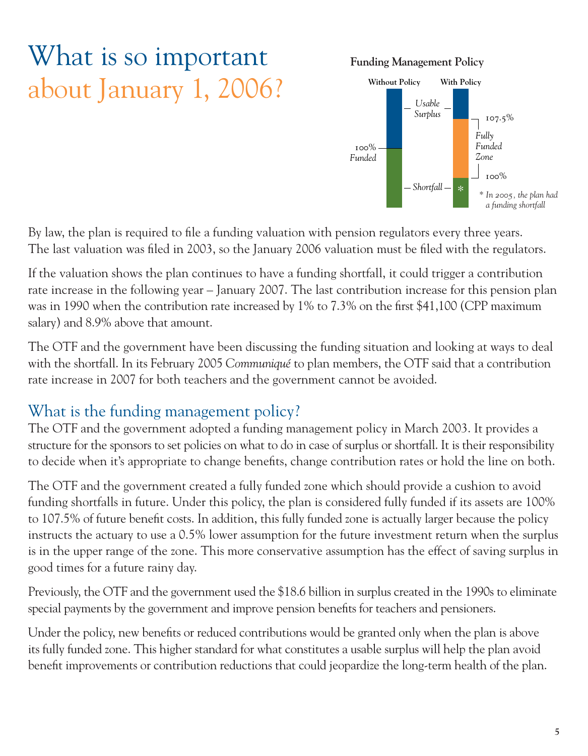# What is so important about January 1, 2006?

**Funding Management Policy**

| Without Policy | | With Policy |
|---|---|---|
| Usable Surplus | | Usable Surplus (above 107.5%) |
| 100% Funded | | Fully Funded Zone (100% – 107.5%) |
| Shortfall | | Shortfall* |

\* In 2005, the plan had a funding shortfall

By law, the plan is required to file a funding valuation with pension regulators every three years. The last valuation was filed in 2003, so the January 2006 valuation must be filed with the regulators.

If the valuation shows the plan continues to have a funding shortfall, it could trigger a contribution rate increase in the following year – January 2007. The last contribution increase for this pension plan was in 1990 when the contribution rate increased by 1% to 7.3% on the first $41,100 (CPP maximum salary) and 8.9% above that amount.

The OTF and the government have been discussing the funding situation and looking at ways to deal with the shortfall. In its February 2005 *Communiqué* to plan members, the OTF said that a contribution rate increase in 2007 for both teachers and the government cannot be avoided.

## What is the funding management policy?

The OTF and the government adopted a funding management policy in March 2003. It provides a structure for the sponsors to set policies on what to do in case of surplus or shortfall. It is their responsibility to decide when it's appropriate to change benefits, change contribution rates or hold the line on both.

The OTF and the government created a fully funded zone which should provide a cushion to avoid funding shortfalls in future. Under this policy, the plan is considered fully funded if its assets are 100% to 107.5% of future benefit costs. In addition, this fully funded zone is actually larger because the policy instructs the actuary to use a 0.5% lower assumption for the future investment return when the surplus is in the upper range of the zone. This more conservative assumption has the effect of saving surplus in good times for a future rainy day.

Previously, the OTF and the government used the $18.6 billion in surplus created in the 1990s to eliminate special payments by the government and improve pension benefits for teachers and pensioners.

Under the policy, new benefits or reduced contributions would be granted only when the plan is above its fully funded zone. This higher standard for what constitutes a usable surplus will help the plan avoid benefit improvements or contribution reductions that could jeopardize the long-term health of the plan.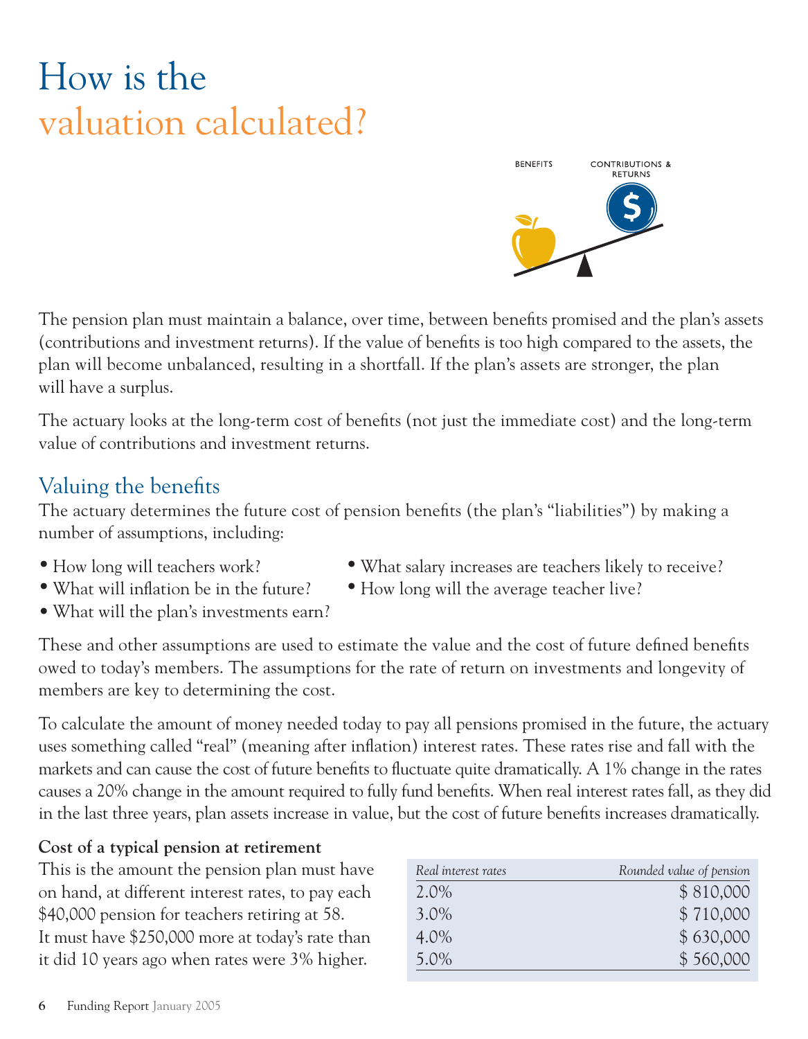# How is the valuation calculated?

The pension plan must maintain a balance, over time, between benefits promised and the plan's assets (contributions and investment returns). If the value of benefits is too high compared to the assets, the plan will become unbalanced, resulting in a shortfall. If the plan's assets are stronger, the plan will have a surplus.

The actuary looks at the long-term cost of benefits (not just the immediate cost) and the long-term value of contributions and investment returns.

## Valuing the benefits

The actuary determines the future cost of pension benefits (the plan's "liabilities") by making a number of assumptions, including:

- How long will teachers work?
- What will inflation be in the future?
- What will the plan's investments earn?
- What salary increases are teachers likely to receive?
- How long will the average teacher live?

These and other assumptions are used to estimate the value and the cost of future defined benefits owed to today's members. The assumptions for the rate of return on investments and longevity of members are key to determining the cost.

To calculate the amount of money needed today to pay all pensions promised in the future, the actuary uses something called "real" (meaning after inflation) interest rates. These rates rise and fall with the markets and can cause the cost of future benefits to fluctuate quite dramatically. A 1% change in the rates causes a 20% change in the amount required to fully fund benefits. When real interest rates fall, as they did in the last three years, plan assets increase in value, but the cost of future benefits increases dramatically.

**Cost of a typical pension at retirement**

This is the amount the pension plan must have on hand, at different interest rates, to pay each $40,000 pension for teachers retiring at 58. It must have $250,000 more at today's rate than it did 10 years ago when rates were 3% higher.

| *Real interest rates* | *Rounded value of pension* |
|---|---|
| 2.0% | $ 810,000 |
| 3.0% | $ 710,000 |
| 4.0% | $ 630,000 |
| 5.0% | $ 560,000 |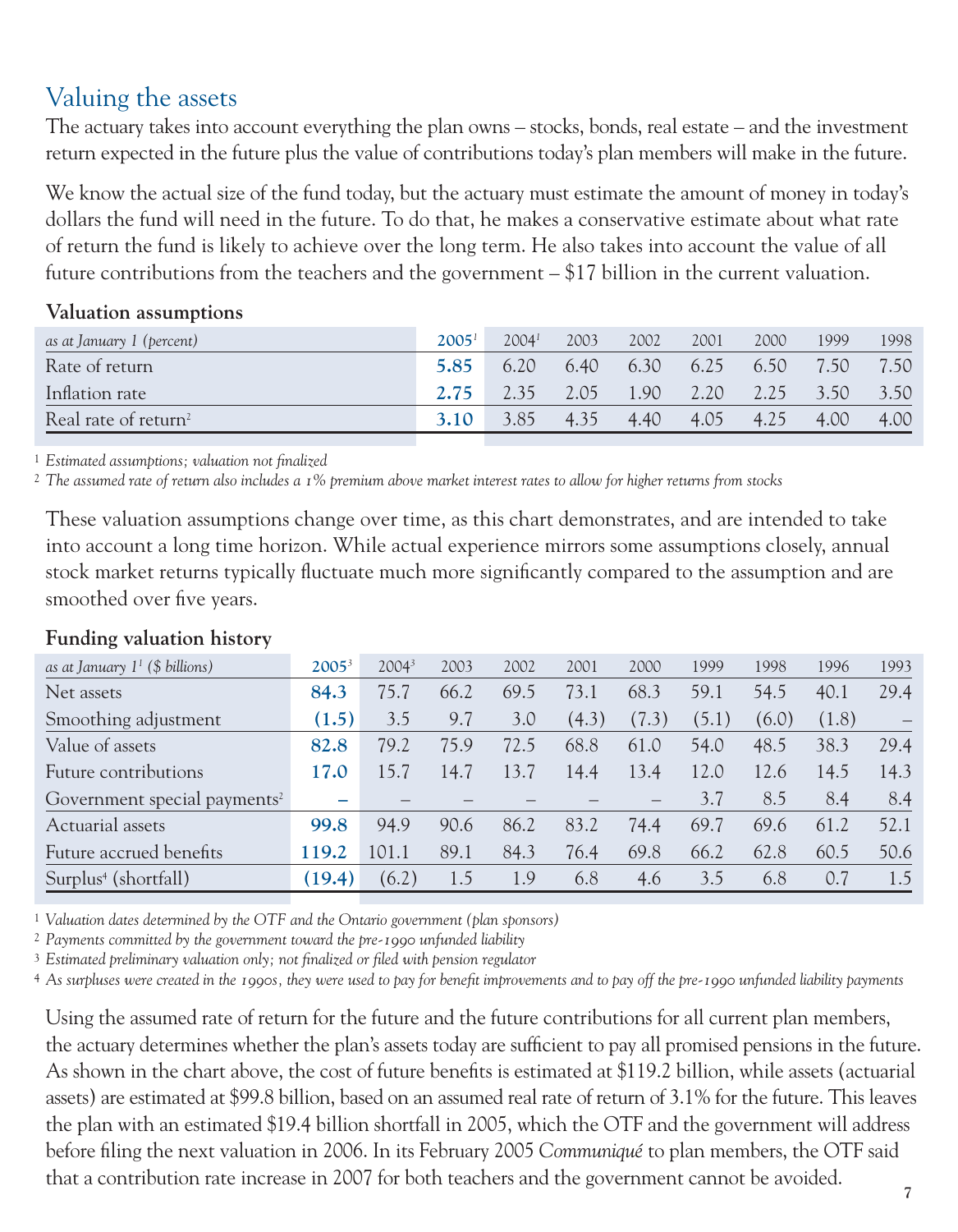## Valuing the assets

The actuary takes into account everything the plan owns – stocks, bonds, real estate – and the investment return expected in the future plus the value of contributions today's plan members will make in the future.

We know the actual size of the fund today, but the actuary must estimate the amount of money in today's dollars the fund will need in the future. To do that, he makes a conservative estimate about what rate of return the fund is likely to achieve over the long term. He also takes into account the value of all future contributions from the teachers and the government – $17 billion in the current valuation.

**Valuation assumptions**

| *as at January 1 (percent)* | **2005**[1] | 2004[1] | 2003 | 2002 | 2001 | 2000 | 1999 | 1998 |
|---|---|---|---|---|---|---|---|---|
| Rate of return | **5.85** | 6.20 | 6.40 | 6.30 | 6.25 | 6.50 | 7.50 | 7.50 |
| Inflation rate | **2.75** | 2.35 | 2.05 | 1.90 | 2.20 | 2.25 | 3.50 | 3.50 |
| Real rate of return[2] | **3.10** | 3.85 | 4.35 | 4.40 | 4.05 | 4.25 | 4.00 | 4.00 |

[1] *Estimated assumptions; valuation not finalized*
[2] *The assumed rate of return also includes a 1% premium above market interest rates to allow for higher returns from stocks*

These valuation assumptions change over time, as this chart demonstrates, and are intended to take into account a long time horizon. While actual experience mirrors some assumptions closely, annual stock market returns typically fluctuate much more significantly compared to the assumption and are smoothed over five years.

**Funding valuation history**

| *as at January 1[1] ($ billions)* | **2005**[3] | 2004[3] | 2003 | 2002 | 2001 | 2000 | 1999 | 1998 | 1996 | 1993 |
|---|---|---|---|---|---|---|---|---|---|---|
| Net assets | **84.3** | 75.7 | 66.2 | 69.5 | 73.1 | 68.3 | 59.1 | 54.5 | 40.1 | 29.4 |
| Smoothing adjustment | **(1.5)** | 3.5 | 9.7 | 3.0 | (4.3) | (7.3) | (5.1) | (6.0) | (1.8) | – |
| Value of assets | **82.8** | 79.2 | 75.9 | 72.5 | 68.8 | 61.0 | 54.0 | 48.5 | 38.3 | 29.4 |
| Future contributions | **17.0** | 15.7 | 14.7 | 13.7 | 14.4 | 13.4 | 12.0 | 12.6 | 14.5 | 14.3 |
| Government special payments[2] | **–** | – | – | – | – | – | 3.7 | 8.5 | 8.4 | 8.4 |
| Actuarial assets | **99.8** | 94.9 | 90.6 | 86.2 | 83.2 | 74.4 | 69.7 | 69.6 | 61.2 | 52.1 |
| Future accrued benefits | **119.2** | 101.1 | 89.1 | 84.3 | 76.4 | 69.8 | 66.2 | 62.8 | 60.5 | 50.6 |
| Surplus[4] (shortfall) | **(19.4)** | (6.2) | 1.5 | 1.9 | 6.8 | 4.6 | 3.5 | 6.8 | 0.7 | 1.5 |

[1] *Valuation dates determined by the OTF and the Ontario government (plan sponsors)*
[2] *Payments committed by the government toward the pre-1990 unfunded liability*
[3] *Estimated preliminary valuation only; not finalized or filed with pension regulator*
[4] *As surpluses were created in the 1990s, they were used to pay for benefit improvements and to pay off the pre-1990 unfunded liability payments*

Using the assumed rate of return for the future and the future contributions for all current plan members, the actuary determines whether the plan's assets today are sufficient to pay all promised pensions in the future. As shown in the chart above, the cost of future benefits is estimated at $119.2 billion, while assets (actuarial assets) are estimated at $99.8 billion, based on an assumed real rate of return of 3.1% for the future. This leaves the plan with an estimated $19.4 billion shortfall in 2005, which the OTF and the government will address before filing the next valuation in 2006. In its February 2005 *Communiqué* to plan members, the OTF said that a contribution rate increase in 2007 for both teachers and the government cannot be avoided.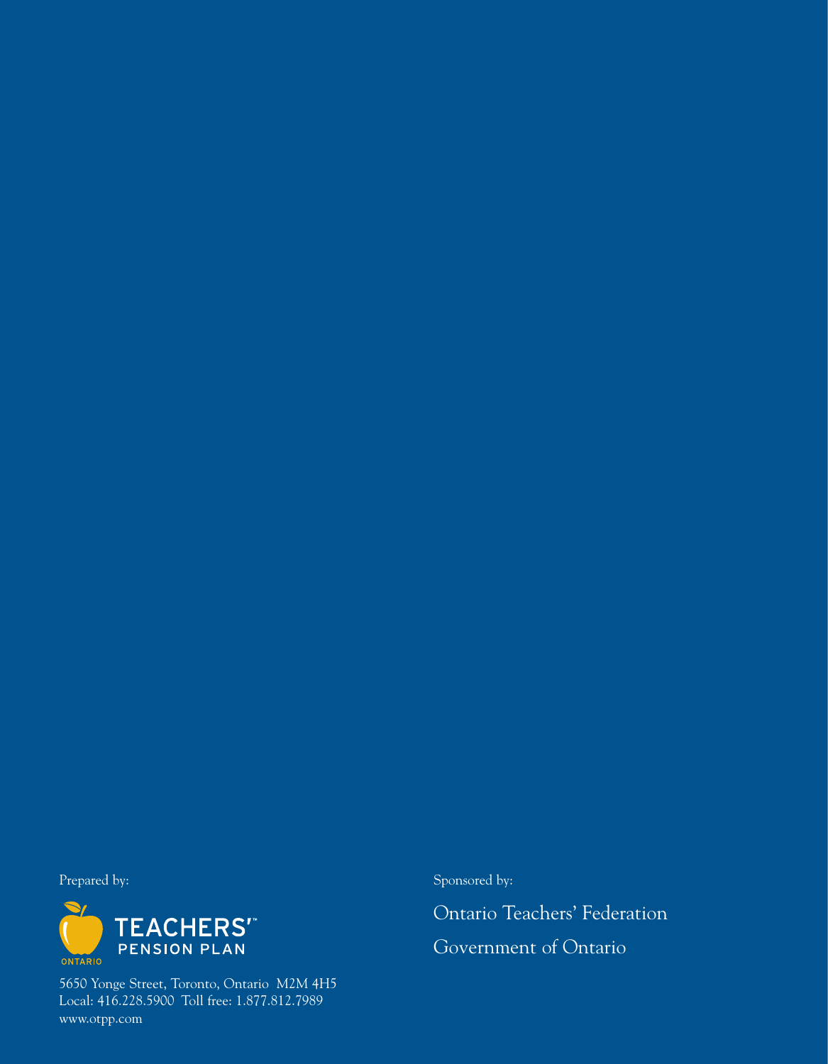Prepared by:

TEACHERS'™
PENSION PLAN
ONTARIO

5650 Yonge Street, Toronto, Ontario M2M 4H5
Local: 416.228.5900 Toll free: 1.877.812.7989
www.otpp.com

Sponsored by:

Ontario Teachers' Federation

Government of Ontario